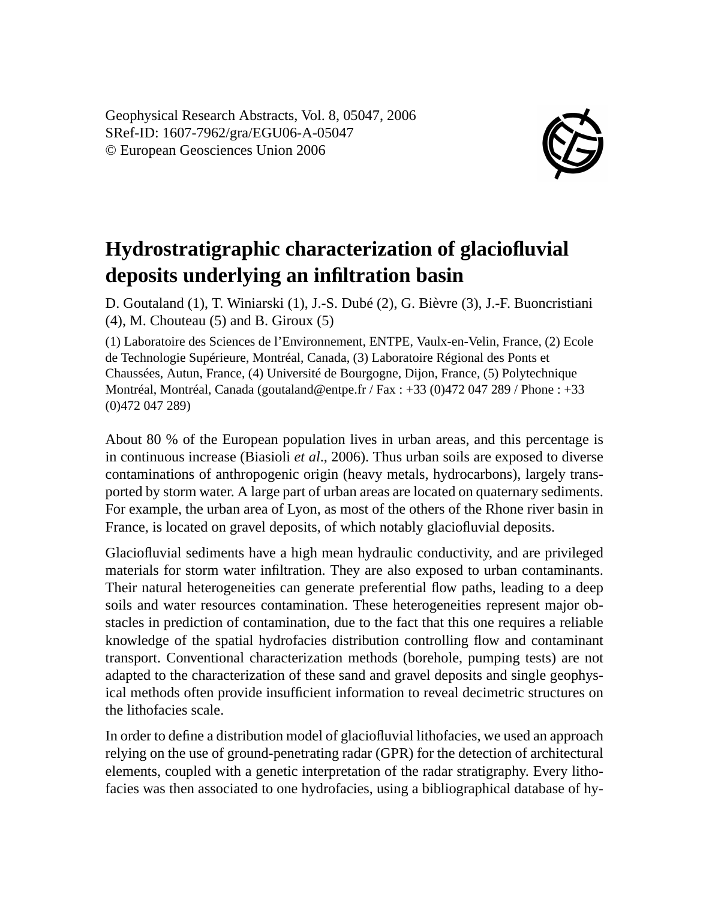Geophysical Research Abstracts, Vol. 8, 05047, 2006
SRef-ID: 1607-7962/gra/EGU06-A-05047
© European Geosciences Union 2006

# Hydrostratigraphic characterization of glaciofluvial deposits underlying an infiltration basin

D. Goutaland (1), T. Winiarski (1), J.-S. Dubé (2), G. Bièvre (3), J.-F. Buoncristiani (4), M. Chouteau (5) and B. Giroux (5)

(1) Laboratoire des Sciences de l'Environnement, ENTPE, Vaulx-en-Velin, France, (2) Ecole de Technologie Supérieure, Montréal, Canada, (3) Laboratoire Régional des Ponts et Chaussées, Autun, France, (4) Université de Bourgogne, Dijon, France, (5) Polytechnique Montréal, Montréal, Canada (goutaland@entpe.fr / Fax : +33 (0)472 047 289 / Phone : +33 (0)472 047 289)

About 80 % of the European population lives in urban areas, and this percentage is in continuous increase (Biasioli *et al*., 2006). Thus urban soils are exposed to diverse contaminations of anthropogenic origin (heavy metals, hydrocarbons), largely transported by storm water. A large part of urban areas are located on quaternary sediments. For example, the urban area of Lyon, as most of the others of the Rhone river basin in France, is located on gravel deposits, of which notably glaciofluvial deposits.

Glaciofluvial sediments have a high mean hydraulic conductivity, and are privileged materials for storm water infiltration. They are also exposed to urban contaminants. Their natural heterogeneities can generate preferential flow paths, leading to a deep soils and water resources contamination. These heterogeneities represent major obstacles in prediction of contamination, due to the fact that this one requires a reliable knowledge of the spatial hydrofacies distribution controlling flow and contaminant transport. Conventional characterization methods (borehole, pumping tests) are not adapted to the characterization of these sand and gravel deposits and single geophysical methods often provide insufficient information to reveal decimetric structures on the lithofacies scale.

In order to define a distribution model of glaciofluvial lithofacies, we used an approach relying on the use of ground-penetrating radar (GPR) for the detection of architectural elements, coupled with a genetic interpretation of the radar stratigraphy. Every lithofacies was then associated to one hydrofacies, using a bibliographical database of hy-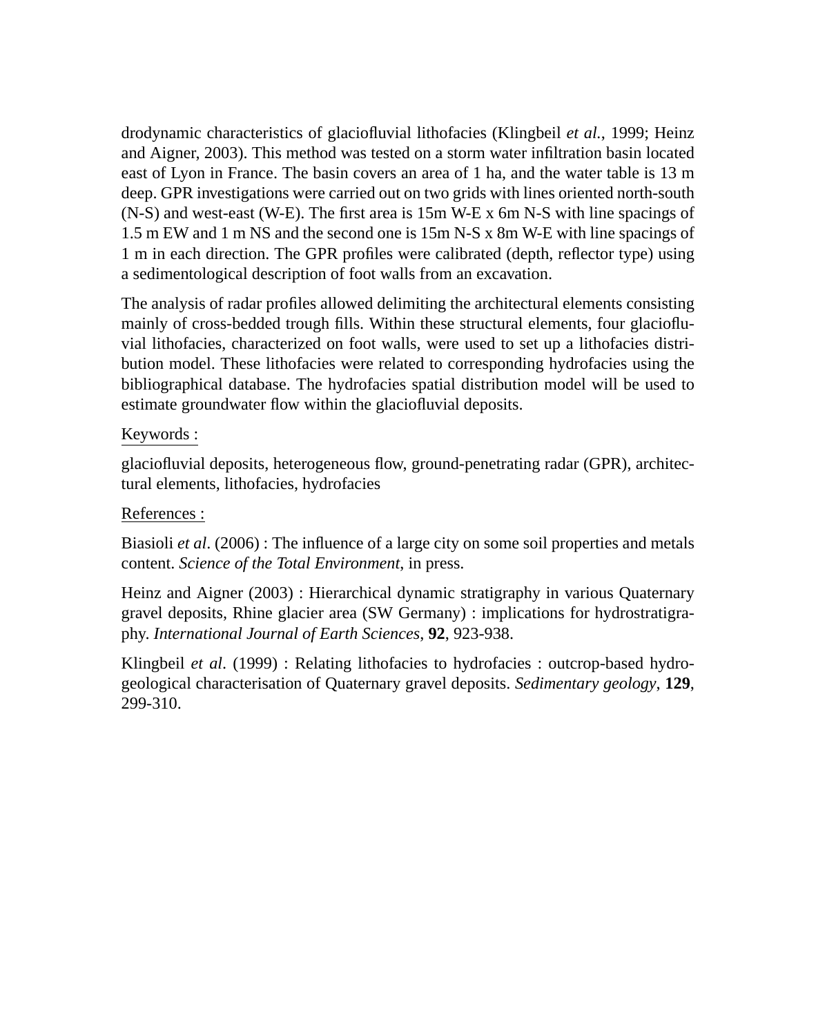drodynamic characteristics of glaciofluvial lithofacies (Klingbeil *et al.*, 1999; Heinz and Aigner, 2003). This method was tested on a storm water infiltration basin located east of Lyon in France. The basin covers an area of 1 ha, and the water table is 13 m deep. GPR investigations were carried out on two grids with lines oriented north-south (N-S) and west-east (W-E). The first area is 15m W-E x 6m N-S with line spacings of 1.5 m EW and 1 m NS and the second one is 15m N-S x 8m W-E with line spacings of 1 m in each direction. The GPR profiles were calibrated (depth, reflector type) using a sedimentological description of foot walls from an excavation.

The analysis of radar profiles allowed delimiting the architectural elements consisting mainly of cross-bedded trough fills. Within these structural elements, four glaciofluvial lithofacies, characterized on foot walls, were used to set up a lithofacies distribution model. These lithofacies were related to corresponding hydrofacies using the bibliographical database. The hydrofacies spatial distribution model will be used to estimate groundwater flow within the glaciofluvial deposits.

Keywords :

glaciofluvial deposits, heterogeneous flow, ground-penetrating radar (GPR), architectural elements, lithofacies, hydrofacies

References :

Biasioli *et al*. (2006) : The influence of a large city on some soil properties and metals content. *Science of the Total Environment*, in press.

Heinz and Aigner (2003) : Hierarchical dynamic stratigraphy in various Quaternary gravel deposits, Rhine glacier area (SW Germany) : implications for hydrostratigraphy. *International Journal of Earth Sciences*, **92**, 923-938.

Klingbeil *et al*. (1999) : Relating lithofacies to hydrofacies : outcrop-based hydrogeological characterisation of Quaternary gravel deposits. *Sedimentary geology*, **129**, 299-310.